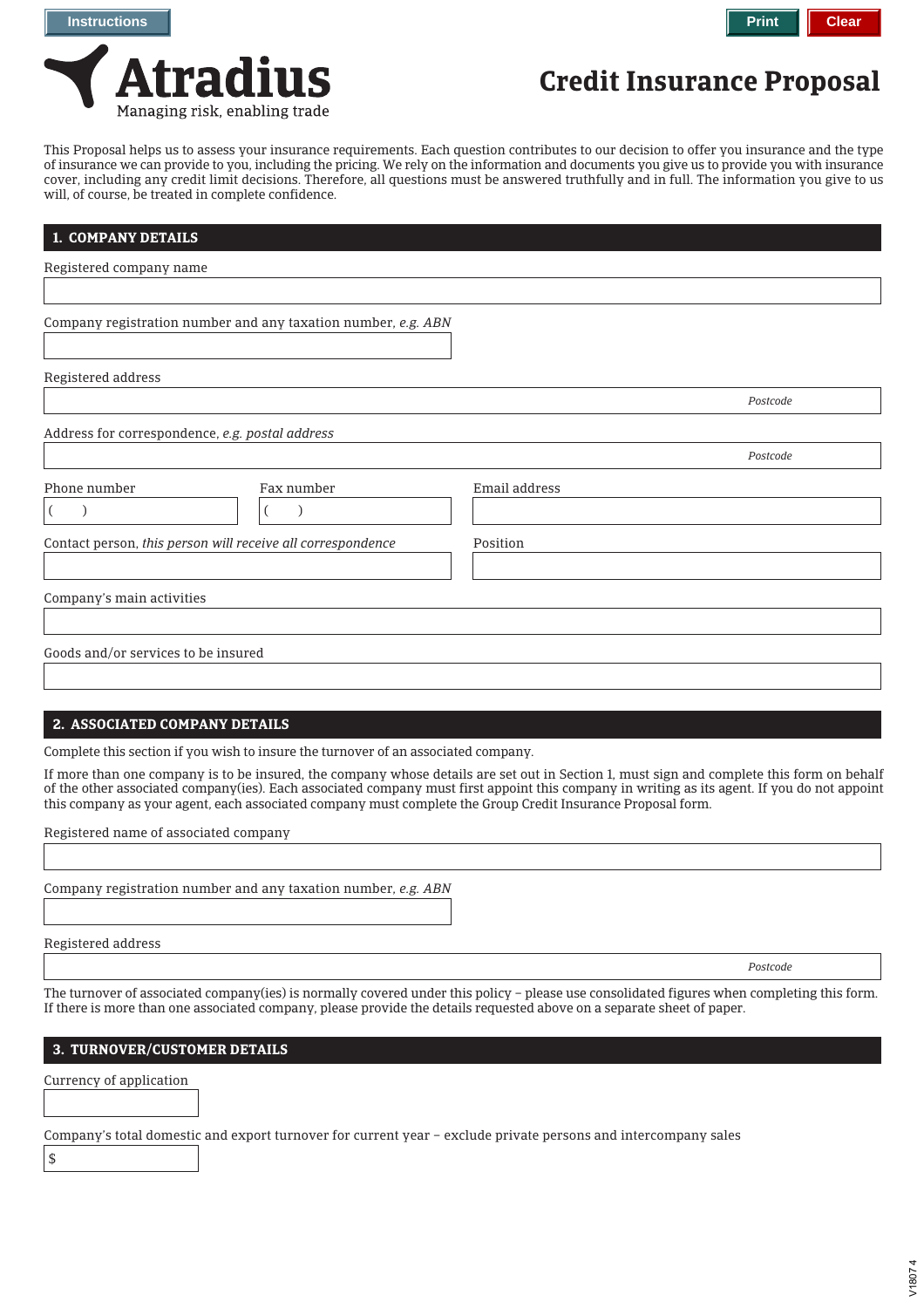Instructions | Print | Clear

# Atradius

Managing risk, enabling trade

# Credit Insurance Proposal

This Proposal helps us to assess your insurance requirements. Each question contributes to our decision to offer you insurance and the type of insurance we can provide to you, including the pricing. We rely on the information and documents you give us to provide you with insurance cover, including any credit limit decisions. Therefore, all questions must be answered truthfully and in full. The information you give to us will, of course, be treated in complete confidence.

## 1. COMPANY DETAILS

Registered company name

Company registration number and any taxation number, *e.g. ABN*

Registered address

*Postcode*

Address for correspondence, *e.g. postal address*

*Postcode*

Phone number

( )

Fax number

( )

Email address

Contact person, *this person will receive all correspondence*

Position

Company's main activities

Goods and/or services to be insured

## 2. ASSOCIATED COMPANY DETAILS

Complete this section if you wish to insure the turnover of an associated company.

If more than one company is to be insured, the company whose details are set out in Section 1, must sign and complete this form on behalf of the other associated company(ies). Each associated company must first appoint this company in writing as its agent. If you do not appoint this company as your agent, each associated company must complete the Group Credit Insurance Proposal form.

Registered name of associated company

Company registration number and any taxation number, *e.g. ABN*

Registered address

*Postcode*

The turnover of associated company(ies) is normally covered under this policy – please use consolidated figures when completing this form. If there is more than one associated company, please provide the details requested above on a separate sheet of paper.

## 3. TURNOVER/CUSTOMER DETAILS

Currency of application

Company's total domestic and export turnover for current year – exclude private persons and intercompany sales

$

V1807 4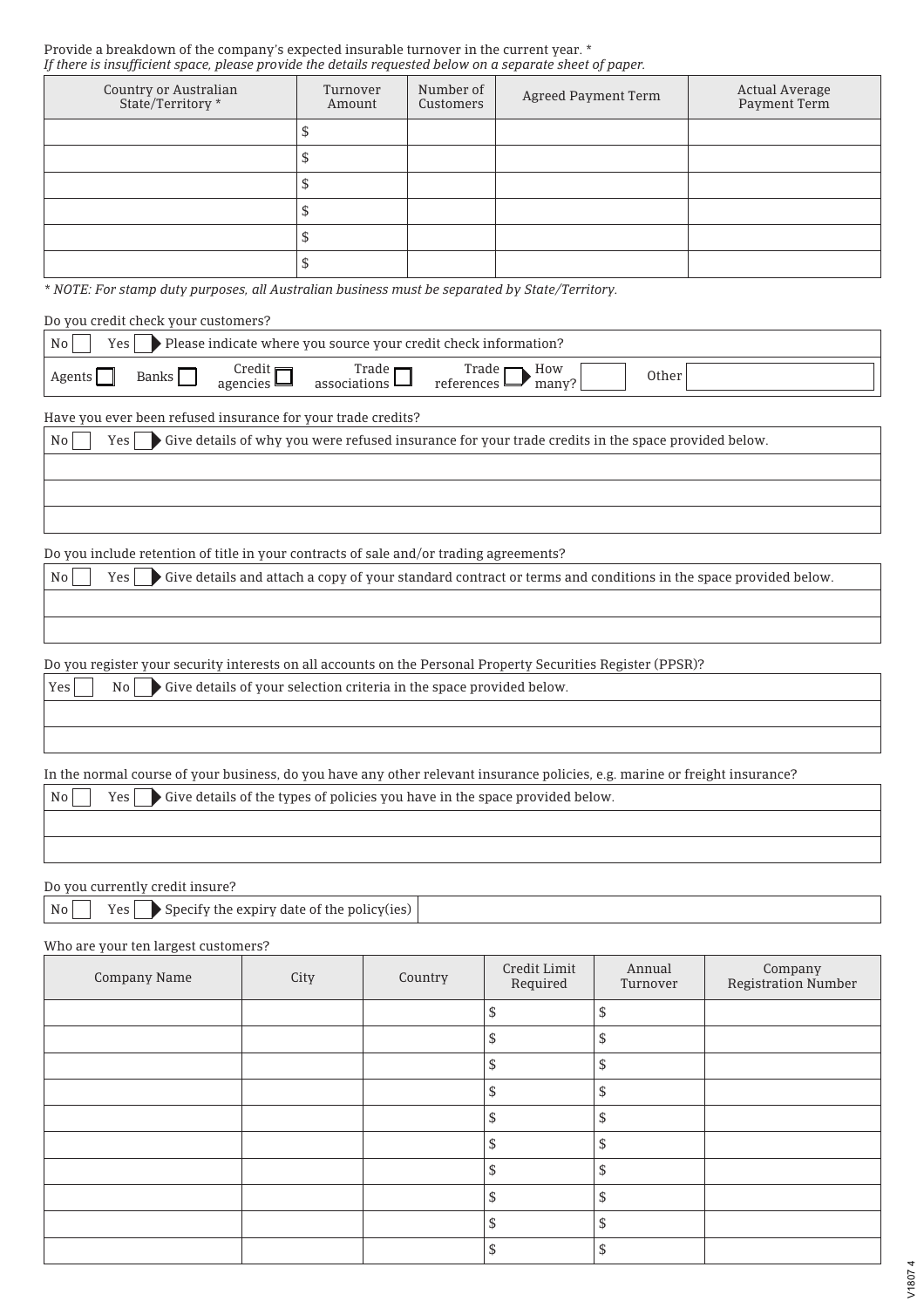Provide a breakdown of the company's expected insurable turnover in the current year. *
*If there is insufficient space, please provide the details requested below on a separate sheet of paper.*

| Country or Australian State/Territory * | Turnover Amount | Number of Customers | Agreed Payment Term | Actual Average Payment Term |
|---|---|---|---|---|
| | $ | | | |
| | $ | | | |
| | $ | | | |
| | $ | | | |
| | $ | | | |
| | $ | | | |

** NOTE: For stamp duty purposes, all Australian business must be separated by State/Territory.*

Do you credit check your customers?

No ☐ Yes ☐ ▶ Please indicate where you source your credit check information?

Agents ☐ Banks ☐ Credit agencies ☐ Trade associations ☐ Trade references ☐ ▶ How many? ______ Other ______

Have you ever been refused insurance for your trade credits?

No ☐ Yes ☐ ▶ Give details of why you were refused insurance for your trade credits in the space provided below.

Do you include retention of title in your contracts of sale and/or trading agreements?

No ☐ Yes ☐ ▶ Give details and attach a copy of your standard contract or terms and conditions in the space provided below.

Do you register your security interests on all accounts on the Personal Property Securities Register (PPSR)?

Yes ☐ No ☐ ▶ Give details of your selection criteria in the space provided below.

In the normal course of your business, do you have any other relevant insurance policies, e.g. marine or freight insurance?

No ☐ Yes ☐ ▶ Give details of the types of policies you have in the space provided below.

Do you currently credit insure?

No ☐ Yes ☐ ▶ Specify the expiry date of the policy(ies) ______

Who are your ten largest customers?

| Company Name | City | Country | Credit Limit Required | Annual Turnover | Company Registration Number |
|---|---|---|---|---|---|
| | | | $ | $ | |
| | | | $ | $ | |
| | | | $ | $ | |
| | | | $ | $ | |
| | | | $ | $ | |
| | | | $ | $ | |
| | | | $ | $ | |
| | | | $ | $ | |
| | | | $ | $ | |
| | | | $ | $ | |

V1807 4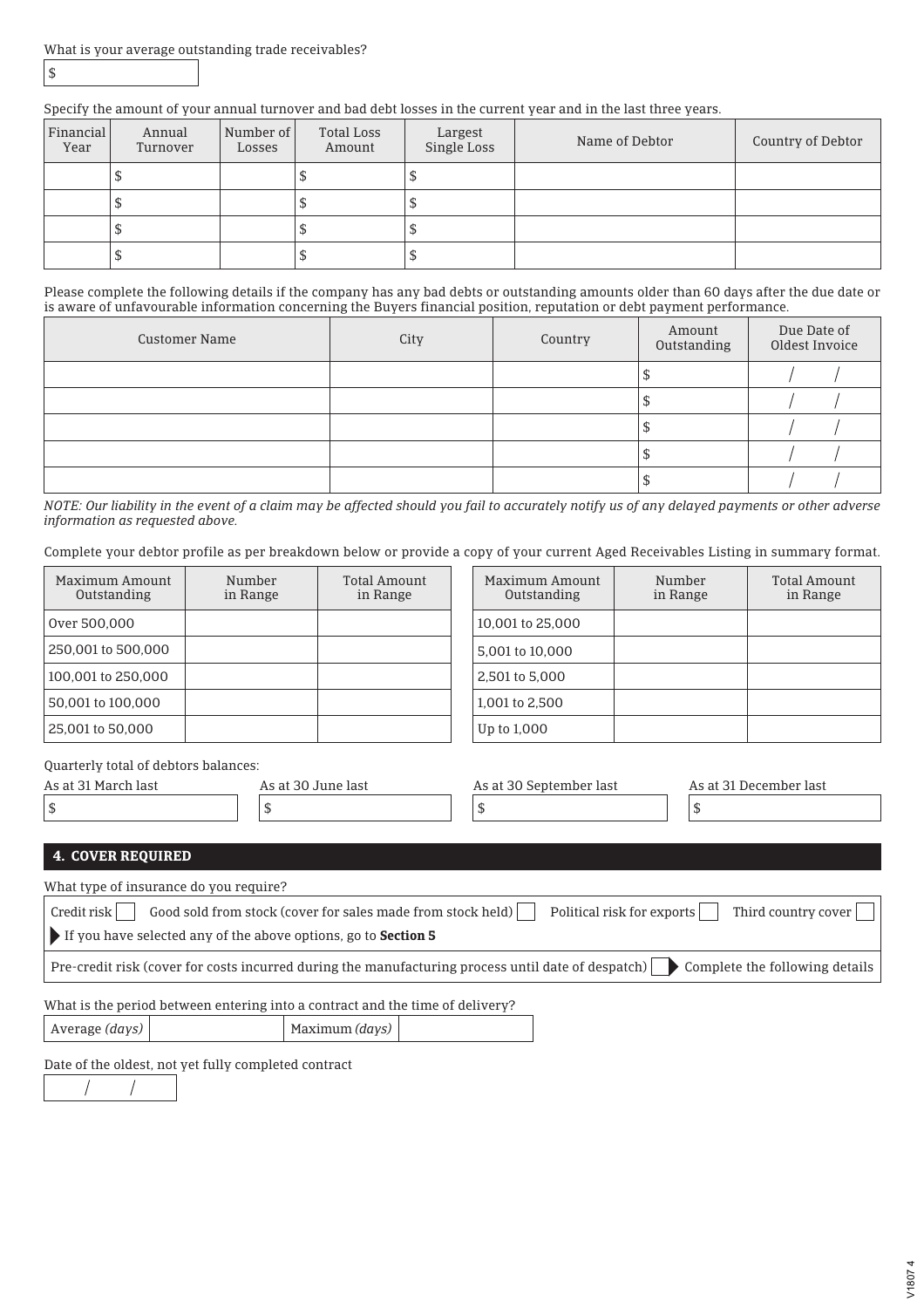What is your average outstanding trade receivables?

$

Specify the amount of your annual turnover and bad debt losses in the current year and in the last three years.

| Financial Year | Annual Turnover | Number of Losses | Total Loss Amount | Largest Single Loss | Name of Debtor | Country of Debtor |
|---|---|---|---|---|---|---|
| | $ | | $ | $ | | |
| | $ | | $ | $ | | |
| | $ | | $ | $ | | |
| | $ | | $ | $ | | |

Please complete the following details if the company has any bad debts or outstanding amounts older than 60 days after the due date or is aware of unfavourable information concerning the Buyers financial position, reputation or debt payment performance.

| Customer Name | City | Country | Amount Outstanding | Due Date of Oldest Invoice |
|---|---|---|---|---|
| | | | $ | / / |
| | | | $ | / / |
| | | | $ | / / |
| | | | $ | / / |
| | | | $ | / / |

*NOTE: Our liability in the event of a claim may be affected should you fail to accurately notify us of any delayed payments or other adverse information as requested above.*

Complete your debtor profile as per breakdown below or provide a copy of your current Aged Receivables Listing in summary format.

| Maximum Amount Outstanding | Number in Range | Total Amount in Range |
|---|---|---|
| Over 500,000 | | |
| 250,001 to 500,000 | | |
| 100,001 to 250,000 | | |
| 50,001 to 100,000 | | |
| 25,001 to 50,000 | | |

| Maximum Amount Outstanding | Number in Range | Total Amount in Range |
|---|---|---|
| 10,001 to 25,000 | | |
| 5,001 to 10,000 | | |
| 2,501 to 5,000 | | |
| 1,001 to 2,500 | | |
| Up to 1,000 | | |

Quarterly total of debtors balances:

| As at 31 March last | As at 30 June last | As at 30 September last | As at 31 December last |
|---|---|---|---|
| $ | $ | $ | $ |

## 4. COVER REQUIRED

What type of insurance do you require?

- Credit risk ☐
- Good sold from stock (cover for sales made from stock held) ☐
- Political risk for exports ☐
- Third country cover ☐

If you have selected any of the above options, go to **Section 5**

Pre-credit risk (cover for costs incurred during the manufacturing process until date of despatch) ☐ Complete the following details

What is the period between entering into a contract and the time of delivery?

| Average *(days)* | | Maximum *(days)* | |
|---|---|---|---|

Date of the oldest, not yet fully completed contract

/ /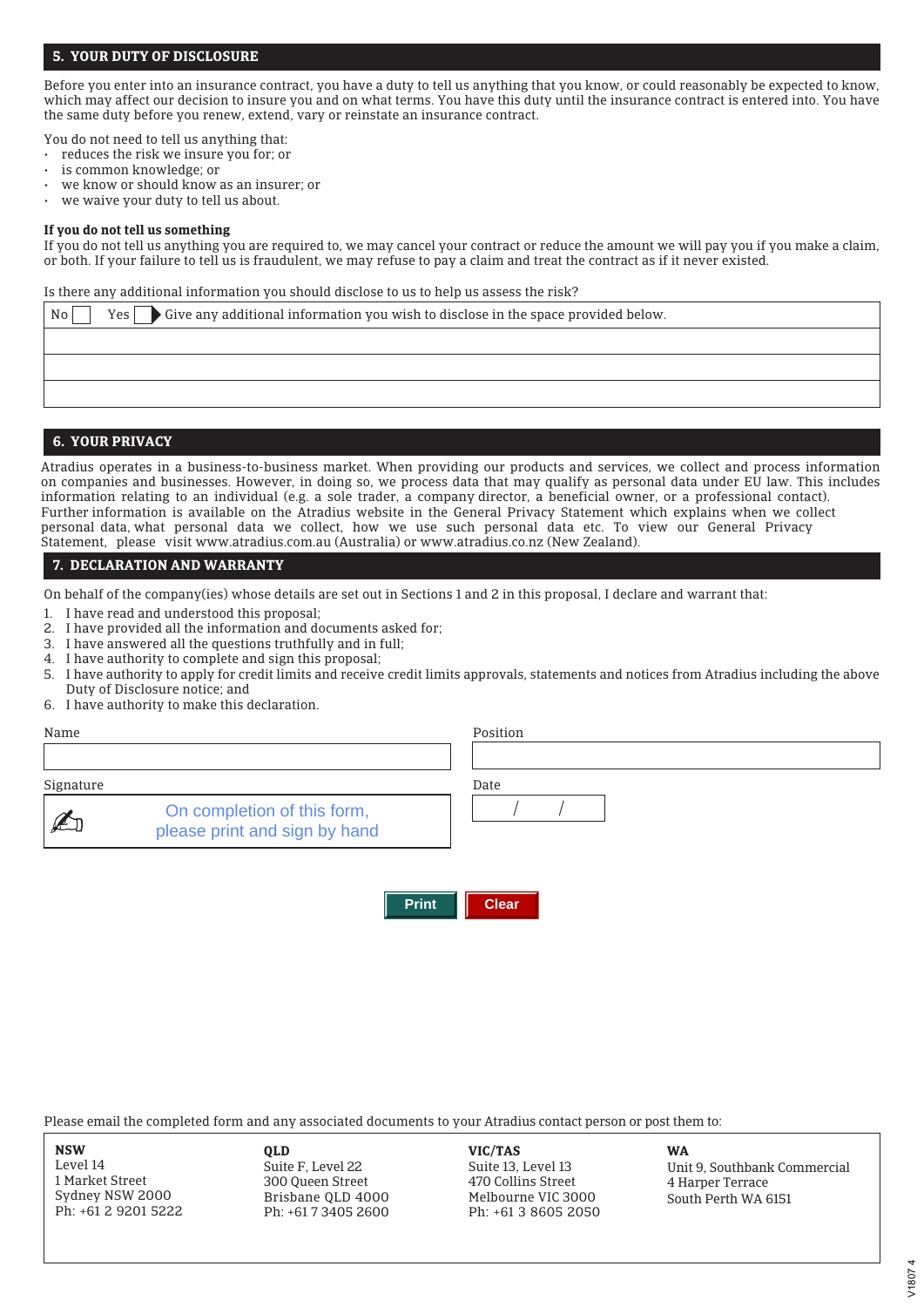## 5. YOUR DUTY OF DISCLOSURE

Before you enter into an insurance contract, you have a duty to tell us anything that you know, or could reasonably be expected to know, which may affect our decision to insure you and on what terms. You have this duty until the insurance contract is entered into. You have the same duty before you renew, extend, vary or reinstate an insurance contract.

You do not need to tell us anything that:

- reduces the risk we insure you for; or
- is common knowledge; or
- we know or should know as an insurer; or
- we waive your duty to tell us about.

**If you do not tell us something**

If you do not tell us anything you are required to, we may cancel your contract or reduce the amount we will pay you if you make a claim, or both. If your failure to tell us is fraudulent, we may refuse to pay a claim and treat the contract as if it never existed.

Is there any additional information you should disclose to us to help us assess the risk?

| |
|---|
| No ☐ Yes ☐ ▶ Give any additional information you wish to disclose in the space provided below. |
| |
| |
| |

## 6. YOUR PRIVACY

Atradius operates in a business-to-business market. When providing our products and services, we collect and process information on companies and businesses. However, in doing so, we process data that may qualify as personal data under EU law. This includes information relating to an individual (e.g. a sole trader, a company director, a beneficial owner, or a professional contact). Further information is available on the Atradius website in the General Privacy Statement which explains when we collect personal data, what personal data we collect, how we use such personal data etc. To view our General Privacy Statement, please visit www.atradius.com.au (Australia) or www.atradius.co.nz (New Zealand).

## 7. DECLARATION AND WARRANTY

On behalf of the company(ies) whose details are set out in Sections 1 and 2 in this proposal, I declare and warrant that:

1. I have read and understood this proposal;
2. I have provided all the information and documents asked for;
3. I have answered all the questions truthfully and in full;
4. I have authority to complete and sign this proposal;
5. I have authority to apply for credit limits and receive credit limits approvals, statements and notices from Atradius including the above Duty of Disclosure notice; and
6. I have authority to make this declaration.

| Name | Position |
|---|---|
| | |
| **Signature** | **Date** |
| On completion of this form, please print and sign by hand | / / |

Print  Clear

Please email the completed form and any associated documents to your Atradius contact person or post them to:

| **NSW** | **QLD** | **VIC/TAS** | **WA** |
|---|---|---|---|
| Level 14<br>1 Market Street<br>Sydney NSW 2000<br>Ph: +61 2 9201 5222 | Suite F, Level 22<br>300 Queen Street<br>Brisbane QLD 4000<br>Ph: +61 7 3405 2600 | Suite 13, Level 13<br>470 Collins Street<br>Melbourne VIC 3000<br>Ph: +61 3 8605 2050 | Unit 9, Southbank Commercial<br>4 Harper Terrace<br>South Perth WA 6151 |

V1807 4